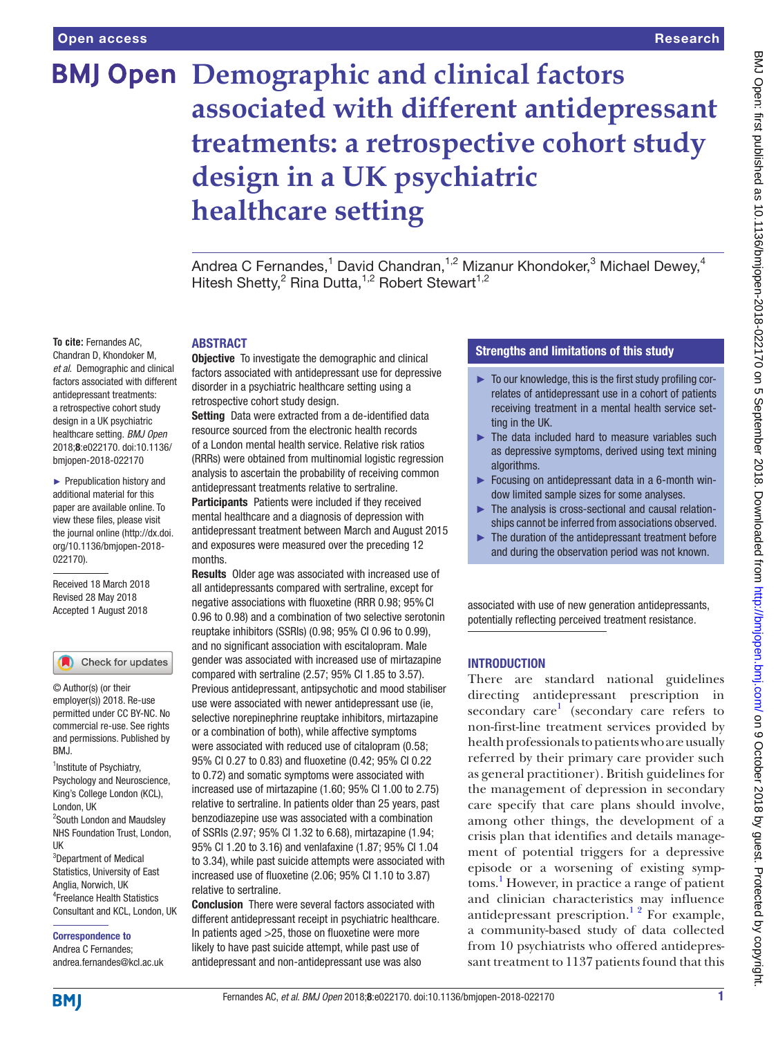# Demographic and clinical factors associated with different antidepressant treatments: a retrospective cohort study design in a UK psychiatric healthcare setting

Andrea C Fernandes,[1] David Chandran,[1,2] Mizanur Khondoker,[3] Michael Dewey,[4] Hitesh Shetty,[2] Rina Dutta,[1,2] Robert Stewart[1,2]

**To cite:** Fernandes AC, Chandran D, Khondoker M, *et al*. Demographic and clinical factors associated with different antidepressant treatments: a retrospective cohort study design in a UK psychiatric healthcare setting. *BMJ Open* 2018;**8**:e022170. doi:10.1136/bmjopen-2018-022170

► Prepublication history and additional material for this paper are available online. To view these files, please visit the journal online (http://dx.doi.org/10.1136/bmjopen-2018-022170).

Received 18 March 2018
Revised 28 May 2018
Accepted 1 August 2018

© Author(s) (or their employer(s)) 2018. Re-use permitted under CC BY-NC. No commercial re-use. See rights and permissions. Published by BMJ.

[1]Institute of Psychiatry, Psychology and Neuroscience, King's College London (KCL), London, UK
[2]South London and Maudsley NHS Foundation Trust, London, UK
[3]Department of Medical Statistics, University of East Anglia, Norwich, UK
[4]Freelance Health Statistics Consultant and KCL, London, UK

**Correspondence to**
Andrea C Fernandes; andrea.fernandes@kcl.ac.uk

## ABSTRACT

**Objective** To investigate the demographic and clinical factors associated with antidepressant use for depressive disorder in a psychiatric healthcare setting using a retrospective cohort study design.

**Setting** Data were extracted from a de-identified data resource sourced from the electronic health records of a London mental health service. Relative risk ratios (RRRs) were obtained from multinomial logistic regression analysis to ascertain the probability of receiving common antidepressant treatments relative to sertraline.

**Participants** Patients were included if they received mental healthcare and a diagnosis of depression with antidepressant treatment between March and August 2015 and exposures were measured over the preceding 12 months.

**Results** Older age was associated with increased use of all antidepressants compared with sertraline, except for negative associations with fluoxetine (RRR 0.98; 95% CI 0.96 to 0.98) and a combination of two selective serotonin reuptake inhibitors (SSRIs) (0.98; 95% CI 0.96 to 0.99), and no significant association with escitalopram. Male gender was associated with increased use of mirtazapine compared with sertraline (2.57; 95% CI 1.85 to 3.57). Previous antidepressant, antipsychotic and mood stabiliser use were associated with newer antidepressant use (ie, selective norepinephrine reuptake inhibitors, mirtazapine or a combination of both), while affective symptoms were associated with reduced use of citalopram (0.58; 95% CI 0.27 to 0.83) and fluoxetine (0.42; 95% CI 0.22 to 0.72) and somatic symptoms were associated with increased use of mirtazapine (1.60; 95% CI 1.00 to 2.75) relative to sertraline. In patients older than 25 years, past benzodiazepine use was associated with a combination of SSRIs (2.97; 95% CI 1.32 to 6.68), mirtazapine (1.94; 95% CI 1.20 to 3.16) and venlafaxine (1.87; 95% CI 1.04 to 3.34), while past suicide attempts were associated with increased use of fluoxetine (2.06; 95% CI 1.10 to 3.87) relative to sertraline.

**Conclusion** There were several factors associated with different antidepressant receipt in psychiatric healthcare. In patients aged >25, those on fluoxetine were more likely to have past suicide attempt, while past use of antidepressant and non-antidepressant use was also associated with use of new generation antidepressants, potentially reflecting perceived treatment resistance.

## Strengths and limitations of this study

- ► To our knowledge, this is the first study profiling correlates of antidepressant use in a cohort of patients receiving treatment in a mental health service setting in the UK.
- ► The data included hard to measure variables such as depressive symptoms, derived using text mining algorithms.
- ► Focusing on antidepressant data in a 6-month window limited sample sizes for some analyses.
- ► The analysis is cross-sectional and causal relationships cannot be inferred from associations observed.
- ► The duration of the antidepressant treatment before and during the observation period was not known.

## INTRODUCTION

There are standard national guidelines directing antidepressant prescription in secondary care[1] (secondary care refers to non-first-line treatment services provided by health professionals to patients who are usually referred by their primary care provider such as general practitioner). British guidelines for the management of depression in secondary care specify that care plans should involve, among other things, the development of a crisis plan that identifies and details management of potential triggers for a depressive episode or a worsening of existing symptoms.[1] However, in practice a range of patient and clinician characteristics may influence antidepressant prescription.[1,2] For example, a community-based study of data collected from 10 psychiatrists who offered antidepressant treatment to 1137 patients found that this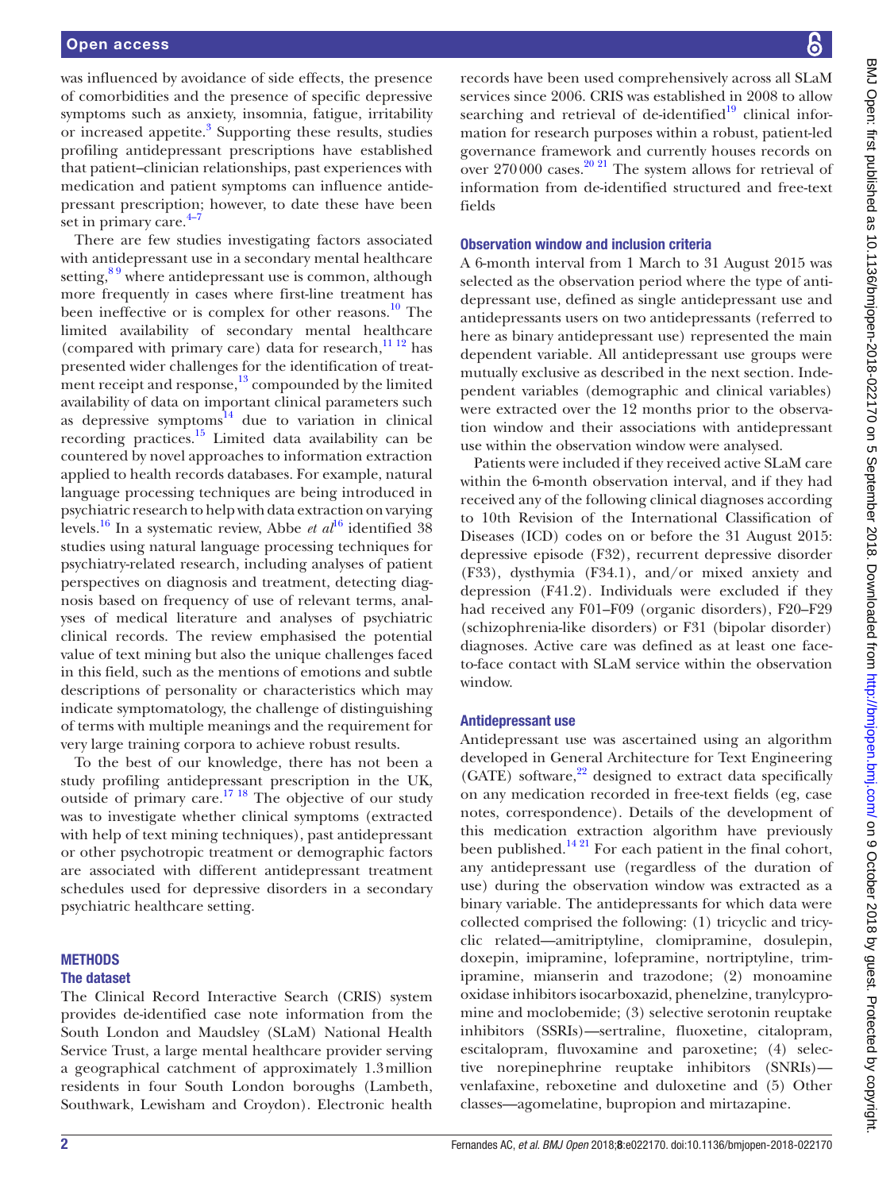was influenced by avoidance of side effects, the presence of comorbidities and the presence of specific depressive symptoms such as anxiety, insomnia, fatigue, irritability or increased appetite.[3] Supporting these results, studies profiling antidepressant prescriptions have established that patient–clinician relationships, past experiences with medication and patient symptoms can influence antidepressant prescription; however, to date these have been set in primary care.[4–7]

There are few studies investigating factors associated with antidepressant use in a secondary mental healthcare setting,[8 9] where antidepressant use is common, although more frequently in cases where first-line treatment has been ineffective or is complex for other reasons.[10] The limited availability of secondary mental healthcare (compared with primary care) data for research,[11 12] has presented wider challenges for the identification of treatment receipt and response,[13] compounded by the limited availability of data on important clinical parameters such as depressive symptoms[14] due to variation in clinical recording practices.[15] Limited data availability can be countered by novel approaches to information extraction applied to health records databases. For example, natural language processing techniques are being introduced in psychiatric research to help with data extraction on varying levels.[16] In a systematic review, Abbe *et al*[16] identified 38 studies using natural language processing techniques for psychiatry-related research, including analyses of patient perspectives on diagnosis and treatment, detecting diagnosis based on frequency of use of relevant terms, analyses of medical literature and analyses of psychiatric clinical records. The review emphasised the potential value of text mining but also the unique challenges faced in this field, such as the mentions of emotions and subtle descriptions of personality or characteristics which may indicate symptomatology, the challenge of distinguishing of terms with multiple meanings and the requirement for very large training corpora to achieve robust results.

To the best of our knowledge, there has not been a study profiling antidepressant prescription in the UK, outside of primary care.[17 18] The objective of our study was to investigate whether clinical symptoms (extracted with help of text mining techniques), past antidepressant or other psychotropic treatment or demographic factors are associated with different antidepressant treatment schedules used for depressive disorders in a secondary psychiatric healthcare setting.

## METHODS

### The dataset

The Clinical Record Interactive Search (CRIS) system provides de-identified case note information from the South London and Maudsley (SLaM) National Health Service Trust, a large mental healthcare provider serving a geographical catchment of approximately 1.3 million residents in four South London boroughs (Lambeth, Southwark, Lewisham and Croydon). Electronic health records have been used comprehensively across all SLaM services since 2006. CRIS was established in 2008 to allow searching and retrieval of de-identified[19] clinical information for research purposes within a robust, patient-led governance framework and currently houses records on over 270 000 cases.[20 21] The system allows for retrieval of information from de-identified structured and free-text fields

### Observation window and inclusion criteria

A 6-month interval from 1 March to 31 August 2015 was selected as the observation period where the type of antidepressant use, defined as single antidepressant use and antidepressants users on two antidepressants (referred to here as binary antidepressant use) represented the main dependent variable. All antidepressant use groups were mutually exclusive as described in the next section. Independent variables (demographic and clinical variables) were extracted over the 12 months prior to the observation window and their associations with antidepressant use within the observation window were analysed.

Patients were included if they received active SLaM care within the 6-month observation interval, and if they had received any of the following clinical diagnoses according to 10th Revision of the International Classification of Diseases (ICD) codes on or before the 31 August 2015: depressive episode (F32), recurrent depressive disorder (F33), dysthymia (F34.1), and/or mixed anxiety and depression (F41.2). Individuals were excluded if they had received any F01–F09 (organic disorders), F20–F29 (schizophrenia-like disorders) or F31 (bipolar disorder) diagnoses. Active care was defined as at least one face-to-face contact with SLaM service within the observation window.

### Antidepressant use

Antidepressant use was ascertained using an algorithm developed in General Architecture for Text Engineering (GATE) software,[22] designed to extract data specifically on any medication recorded in free-text fields (eg, case notes, correspondence). Details of the development of this medication extraction algorithm have previously been published.[14 21] For each patient in the final cohort, any antidepressant use (regardless of the duration of use) during the observation window was extracted as a binary variable. The antidepressants for which data were collected comprised the following: (1) tricyclic and tricyclic related—amitriptyline, clomipramine, dosulepin, doxepin, imipramine, lofepramine, nortriptyline, trimipramine, mianserin and trazodone; (2) monoamine oxidase inhibitors isocarboxazid, phenelzine, tranylcypromine and moclobemide; (3) selective serotonin reuptake inhibitors (SSRIs)—sertraline, fluoxetine, citalopram, escitalopram, fluvoxamine and paroxetine; (4) selective norepinephrine reuptake inhibitors (SNRIs)—venlafaxine, reboxetine and duloxetine and (5) Other classes—agomelatine, bupropion and mirtazapine.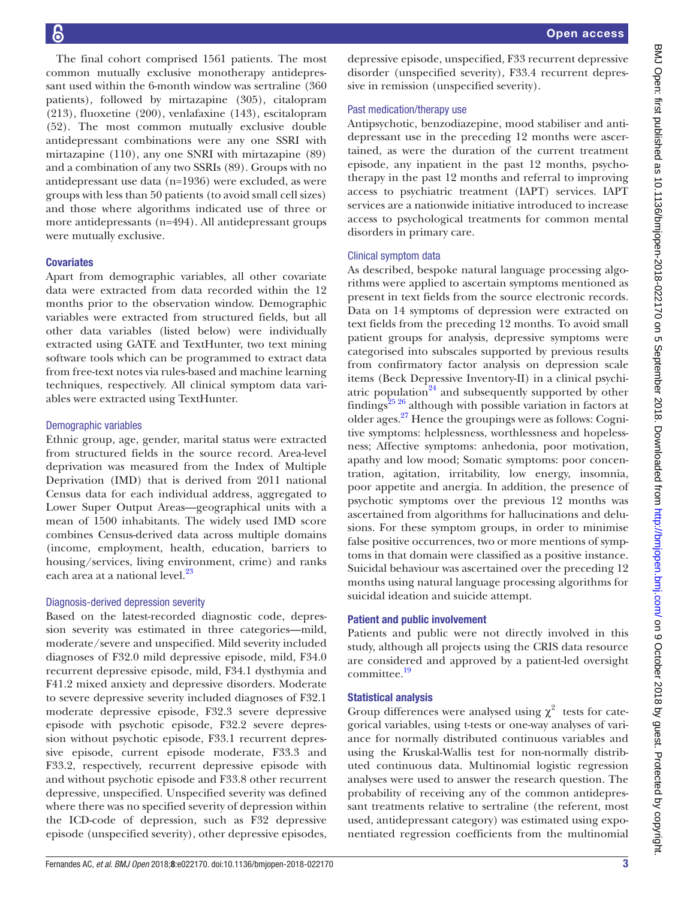The final cohort comprised 1561 patients. The most common mutually exclusive monotherapy antidepressant used within the 6-month window was sertraline (360 patients), followed by mirtazapine (305), citalopram (213), fluoxetine (200), venlafaxine (143), escitalopram (52). The most common mutually exclusive double antidepressant combinations were any one SSRI with mirtazapine (110), any one SNRI with mirtazapine (89) and a combination of any two SSRIs (89). Groups with no antidepressant use data (n=1936) were excluded, as were groups with less than 50 patients (to avoid small cell sizes) and those where algorithms indicated use of three or more antidepressants (n=494). All antidepressant groups were mutually exclusive.

## Covariates

Apart from demographic variables, all other covariate data were extracted from data recorded within the 12 months prior to the observation window. Demographic variables were extracted from structured fields, but all other data variables (listed below) were individually extracted using GATE and TextHunter, two text mining software tools which can be programmed to extract data from free-text notes via rules-based and machine learning techniques, respectively. All clinical symptom data variables were extracted using TextHunter.

### Demographic variables

Ethnic group, age, gender, marital status were extracted from structured fields in the source record. Area-level deprivation was measured from the Index of Multiple Deprivation (IMD) that is derived from 2011 national Census data for each individual address, aggregated to Lower Super Output Areas—geographical units with a mean of 1500 inhabitants. The widely used IMD score combines Census-derived data across multiple domains (income, employment, health, education, barriers to housing/services, living environment, crime) and ranks each area at a national level.[23]

### Diagnosis-derived depression severity

Based on the latest-recorded diagnostic code, depression severity was estimated in three categories—mild, moderate/severe and unspecified. Mild severity included diagnoses of F32.0 mild depressive episode, mild, F34.0 recurrent depressive episode, mild, F34.1 dysthymia and F41.2 mixed anxiety and depressive disorders. Moderate to severe depressive severity included diagnoses of F32.1 moderate depressive episode, F32.3 severe depressive episode with psychotic episode, F32.2 severe depression without psychotic episode, F33.1 recurrent depressive episode, current episode moderate, F33.3 and F33.2, respectively, recurrent depressive episode with and without psychotic episode and F33.8 other recurrent depressive, unspecified. Unspecified severity was defined where there was no specified severity of depression within the ICD-code of depression, such as F32 depressive episode (unspecified severity), other depressive episodes, depressive episode, unspecified, F33 recurrent depressive disorder (unspecified severity), F33.4 recurrent depressive in remission (unspecified severity).

### Past medication/therapy use

Antipsychotic, benzodiazepine, mood stabiliser and antidepressant use in the preceding 12 months were ascertained, as were the duration of the current treatment episode, any inpatient in the past 12 months, psychotherapy in the past 12 months and referral to improving access to psychiatric treatment (IAPT) services. IAPT services are a nationwide initiative introduced to increase access to psychological treatments for common mental disorders in primary care.

### Clinical symptom data

As described, bespoke natural language processing algorithms were applied to ascertain symptoms mentioned as present in text fields from the source electronic records. Data on 14 symptoms of depression were extracted on text fields from the preceding 12 months. To avoid small patient groups for analysis, depressive symptoms were categorised into subscales supported by previous results from confirmatory factor analysis on depression scale items (Beck Depressive Inventory-II) in a clinical psychiatric population[24] and subsequently supported by other findings[25,26] although with possible variation in factors at older ages.[27] Hence the groupings were as follows: Cognitive symptoms: helplessness, worthlessness and hopelessness; Affective symptoms: anhedonia, poor motivation, apathy and low mood; Somatic symptoms: poor concentration, agitation, irritability, low energy, insomnia, poor appetite and anergia. In addition, the presence of psychotic symptoms over the previous 12 months was ascertained from algorithms for hallucinations and delusions. For these symptom groups, in order to minimise false positive occurrences, two or more mentions of symptoms in that domain were classified as a positive instance. Suicidal behaviour was ascertained over the preceding 12 months using natural language processing algorithms for suicidal ideation and suicide attempt.

## Patient and public involvement

Patients and public were not directly involved in this study, although all projects using the CRIS data resource are considered and approved by a patient-led oversight committee.[19]

## Statistical analysis

Group differences were analysed using $\chi^2$ tests for categorical variables, using t-tests or one-way analyses of variance for normally distributed continuous variables and using the Kruskal-Wallis test for non-normally distributed continuous data. Multinomial logistic regression analyses were used to answer the research question. The probability of receiving any of the common antidepressant treatments relative to sertraline (the referent, most used, antidepressant category) was estimated using exponentiated regression coefficients from the multinomial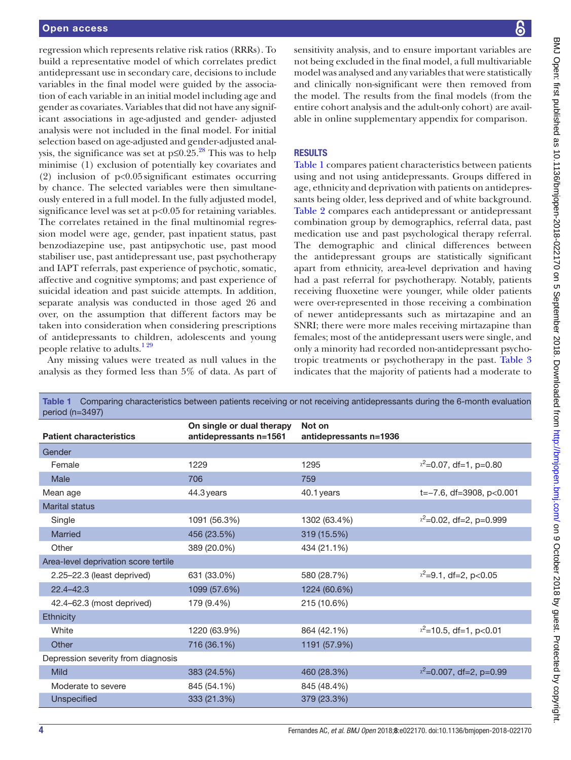regression which represents relative risk ratios (RRRs). To build a representative model of which correlates predict antidepressant use in secondary care, decisions to include variables in the final model were guided by the association of each variable in an initial model including age and gender as covariates. Variables that did not have any significant associations in age-adjusted and gender- adjusted analysis were not included in the final model. For initial selection based on age-adjusted and gender-adjusted analysis, the significance was set at $p \leq 0.25$.[28] This was to help minimise (1) exclusion of potentially key covariates and (2) inclusion of $p<0.05$ significant estimates occurring by chance. The selected variables were then simultaneously entered in a full model. In the fully adjusted model, significance level was set at $p<0.05$ for retaining variables. The correlates retained in the final multinomial regression model were age, gender, past inpatient status, past benzodiazepine use, past antipsychotic use, past mood stabiliser use, past antidepressant use, past psychotherapy and IAPT referrals, past experience of psychotic, somatic, affective and cognitive symptoms; and past experience of suicidal ideation and past suicide attempts. In addition, separate analysis was conducted in those aged 26 and over, on the assumption that different factors may be taken into consideration when considering prescriptions of antidepressants to children, adolescents and young people relative to adults.[1 29]

Any missing values were treated as null values in the analysis as they formed less than 5% of data. As part of sensitivity analysis, and to ensure important variables are not being excluded in the final model, a full multivariable model was analysed and any variables that were statistically and clinically non-significant were then removed from the model. The results from the final models (from the entire cohort analysis and the adult-only cohort) are available in online supplementary appendix for comparison.

## RESULTS

Table 1 compares patient characteristics between patients using and not using antidepressants. Groups differed in age, ethnicity and deprivation with patients on antidepressants being older, less deprived and of white background. Table 2 compares each antidepressant or antidepressant combination group by demographics, referral data, past medication use and past psychological therapy referral. The demographic and clinical differences between the antidepressant groups are statistically significant apart from ethnicity, area-level deprivation and having had a past referral for psychotherapy. Notably, patients receiving fluoxetine were younger, while older patients were over-represented in those receiving a combination of newer antidepressants such as mirtazapine and an SNRI; there were more males receiving mirtazapine than females; most of the antidepressant users were single, and only a minority had recorded non-antidepressant psychotropic treatments or psychotherapy in the past. Table 3 indicates that the majority of patients had a moderate to

**Table 1** Comparing characteristics between patients receiving or not receiving antidepressants during the 6-month evaluation period (n=3497)

| Patient characteristics | On single or dual therapy antidepressants n=1561 | Not on antidepressants n=1936 | |
|---|---|---|---|
| Gender | | | |
| Female | 1229 | 1295 | $\chi^2=0.07$, df=1, p=0.80 |
| Male | 706 | 759 | |
| Mean age | 44.3 years | 40.1 years | t=−7.6, df=3908, p<0.001 |
| Marital status | | | |
| Single | 1091 (56.3%) | 1302 (63.4%) | $\chi^2=0.02$, df=2, p=0.999 |
| Married | 456 (23.5%) | 319 (15.5%) | |
| Other | 389 (20.0%) | 434 (21.1%) | |
| Area-level deprivation score tertile | | | |
| 2.25–22.3 (least deprived) | 631 (33.0%) | 580 (28.7%) | $\chi^2=9.1$, df=2, p<0.05 |
| 22.4–42.3 | 1099 (57.6%) | 1224 (60.6%) | |
| 42.4–62.3 (most deprived) | 179 (9.4%) | 215 (10.6%) | |
| Ethnicity | | | |
| White | 1220 (63.9%) | 864 (42.1%) | $\chi^2=10.5$, df=1, p<0.01 |
| Other | 716 (36.1%) | 1191 (57.9%) | |
| Depression severity from diagnosis | | | |
| Mild | 383 (24.5%) | 460 (28.3%) | $\chi^2=0.007$, df=2, p=0.99 |
| Moderate to severe | 845 (54.1%) | 845 (48.4%) | |
| Unspecified | 333 (21.3%) | 379 (23.3%) | |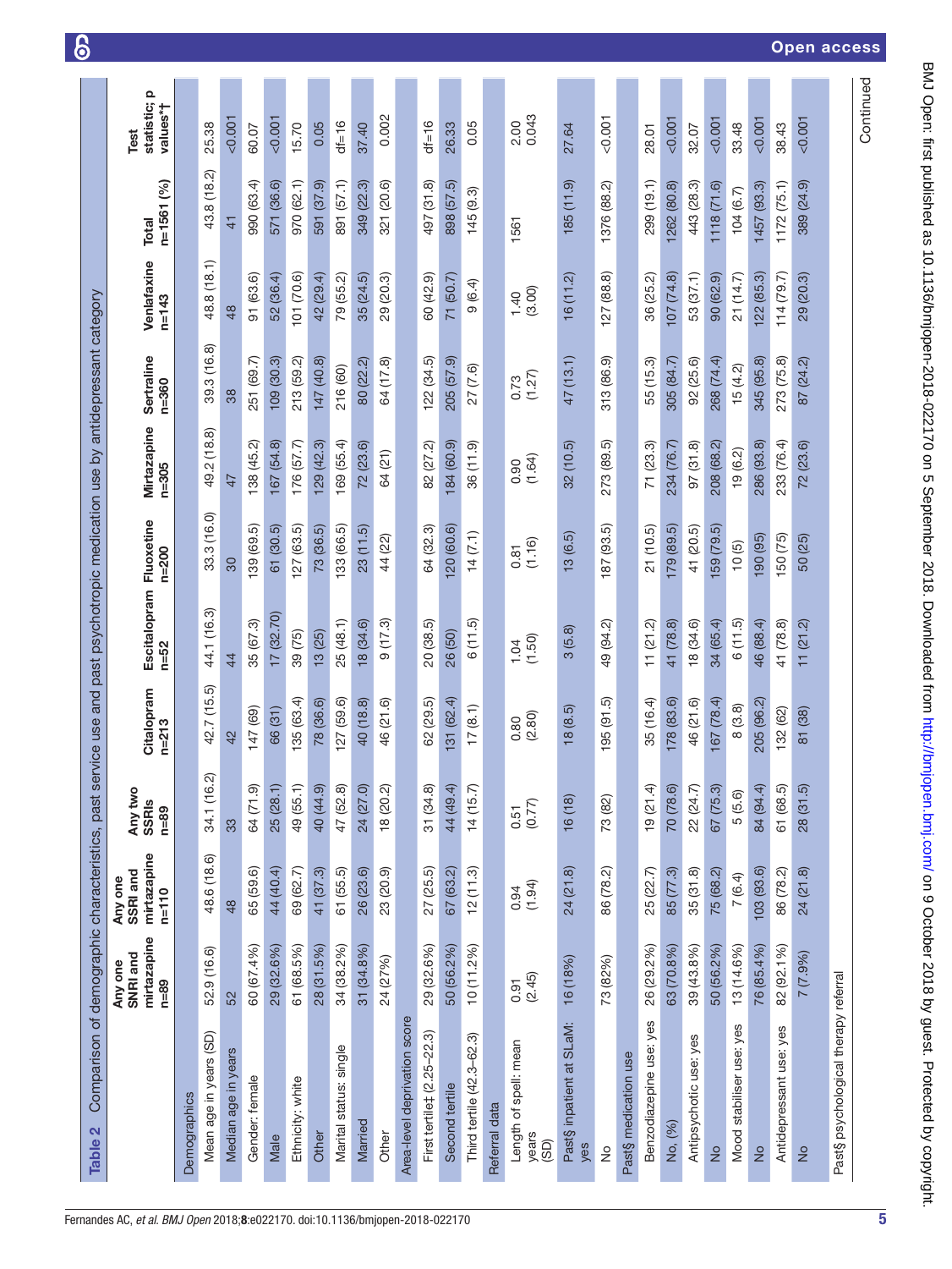**Table 2** Comparison of demographic characteristics, past service use and past psychotropic medication use by antidepressant category

| | Any one SNRI and mirtazapine n=89 | Any one SSRI and mirtazapine n=110 | Any two SSRIs n=89 | Citalopram n=213 | Escitalopram n=52 | Fluoxetine n=200 | Mirtazapine n=305 | Sertraline n=360 | Venlafaxine n=143 | Total n=1561 (%) | Test statistic; p values*† |
|---|---|---|---|---|---|---|---|---|---|---|---|
| Demographics | | | | | | | | | | | |
| Mean age in years (SD) | 52.9 (16.6) | 48.6 (18.6) | 34.1 (16.2) | 42.7 (15.5) | 44.1 (16.3) | 33.3 (16.0) | 49.2 (18.8) | 39.3 (16.8) | 48.8 (18.1) | 43.8 (18.2) | 25.38 |
| Median age in years | 52 | 48 | 33 | 42 | 44 | 30 | 47 | 38 | 48 | 41 | <0.001 |
| Gender: female | 60 (67.4%) | 65 (59.6) | 64 (71.9) | 147 (69) | 35 (67.3) | 139 (69.5) | 138 (45.2) | 251 (69.7) | 91 (63.6) | 990 (63.4) | 60.07 |
| Male | 29 (32.6%) | 44 (40.4) | 25 (28.1) | 66 (31) | 17 (32.70) | 61 (30.5) | 167 (54.8) | 109 (30.3) | 52 (36.4) | 571 (36.6) | <0.001 |
| Ethnicity: white | 61 (68.5%) | 69 (62.7) | 49 (55.1) | 135 (63.4) | 39 (75) | 127 (63.5) | 176 (57.7) | 213 (59.2) | 101 (70.6) | 970 (62.1) | 15.70 |
| Other | 28 (31.5%) | 41 (37.3) | 40 (44.9) | 78 (36.6) | 13 (25) | 73 (36.5) | 129 (42.3) | 147 (40.8) | 42 (29.4) | 591 (37.9) | 0.05 |
| Marital status: single | 34 (38.2%) | 61 (55.5) | 47 (52.8) | 127 (59.6) | 25 (48.1) | 133 (66.5) | 169 (55.4) | 216 (60) | 79 (55.2) | 891 (57.1) | df=16 |
| Married | 31 (34.8%) | 26 (23.6) | 24 (27.0) | 40 (18.8) | 18 (34.6) | 23 (11.5) | 72 (23.6) | 80 (22.2) | 35 (24.5) | 349 (22.3) | 37.40 |
| Other | 24 (27%) | 23 (20.9) | 18 (20.2) | 46 (21.6) | 9 (17.3) | 44 (22) | 64 (21) | 64 (17.8) | 29 (20.3) | 321 (20.6) | 0.002 |
| Area-level deprivation score | | | | | | | | | | | |
| First tertile‡ (2.25–22.3) | 29 (32.6%) | 27 (25.5) | 31 (34.8) | 62 (29.5) | 20 (38.5) | 64 (32.3) | 82 (27.2) | 122 (34.5) | 60 (42.9) | 497 (31.8) | df=16 |
| Second tertile | 50 (56.2%) | 67 (63.2) | 44 (49.4) | 131 (62.4) | 26 (50) | 120 (60.6) | 184 (60.9) | 205 (57.9) | 71 (50.7) | 898 (57.5) | 26.33 |
| Third tertile (42.3–62.3) | 10 (11.2%) | 12 (11.3) | 14 (15.7) | 17 (8.1) | 6 (11.5) | 14 (7.1) | 36 (11.9) | 27 (7.6) | 9 (6.4) | 145 (9.3) | 0.05 |
| Referral data | | | | | | | | | | | |
| Length of spell: mean years (SD) | 0.91 (2.45) | 0.94 (1.94) | 0.51 (0.77) | 0.80 (2.80) | 1.04 (1.50) | 0.81 (1.16) | 0.90 (1.64) | 0.73 (1.27) | 1.40 (3.00) | 1561 | 2.00 0.043 |
| Past§ inpatient at SLaM: yes | 16 (18%) | 24 (21.8) | 16 (18) | 18 (8.5) | 3 (5.8) | 13 (6.5) | 32 (10.5) | 47 (13.1) | 16 (11.2) | 185 (11.9) | 27.64 |
| No | 73 (82%) | 86 (78.2) | 73 (82) | 195 (91.5) | 49 (94.2) | 187 (93.5) | 273 (89.5) | 313 (86.9) | 127 (88.8) | 1376 (88.2) | <0.001 |
| Past§ medication use | | | | | | | | | | | |
| Benzodiazepine use: yes | 26 (29.2%) | 25 (22.7) | 19 (21.4) | 35 (16.4) | 11 (21.2) | 21 (10.5) | 71 (23.3) | 55 (15.3) | 36 (25.2) | 299 (19.1) | 28.01 |
| No, (%) | 63 (70.8%) | 85 (77.3) | 70 (78.6) | 178 (83.6) | 41 (78.8) | 179 (89.5) | 234 (76.7) | 305 (84.7) | 107 (74.8) | 1262 (80.8) | <0.001 |
| Antipsychotic use: yes | 39 (43.8%) | 35 (31.8) | 22 (24.7) | 46 (21.6) | 18 (34.6) | 41 (20.5) | 97 (31.8) | 92 (25.6) | 53 (37.1) | 443 (28.3) | 32.07 |
| No | 50 (56.2%) | 75 (68.2) | 67 (75.3) | 167 (78.4) | 34 (65.4) | 159 (79.5) | 208 (68.2) | 268 (74.4) | 90 (62.9) | 1118 (71.6) | <0.001 |
| Mood stabiliser use: yes | 13 (14.6%) | 7 (6.4) | 5 (5.6) | 8 (3.8) | 6 (11.5) | 10 (5) | 19 (6.2) | 15 (4.2) | 21 (14.7) | 104 (6.7) | 33.48 |
| No | 76 (85.4%) | 103 (93.6) | 84 (94.4) | 205 (96.2) | 46 (88.4) | 190 (95) | 286 (93.8) | 345 (95.8) | 122 (85.3) | 1457 (93.3) | <0.001 |
| Antidepressant use: yes | 82 (92.1%) | 86 (78.2) | 61 (68.5) | 132 (62) | 41 (78.8) | 150 (75) | 233 (76.4) | 273 (75.8) | 114 (79.7) | 1172 (75.1) | 38.43 |
| No | 7 (7.9%) | 24 (21.8) | 28 (31.5) | 81 (38) | 11 (21.2) | 50 (25) | 72 (23.6) | 87 (24.2) | 29 (20.3) | 389 (24.9) | <0.001 |
| Past§ psychological therapy referral | | | | | | | | | | | |

Continued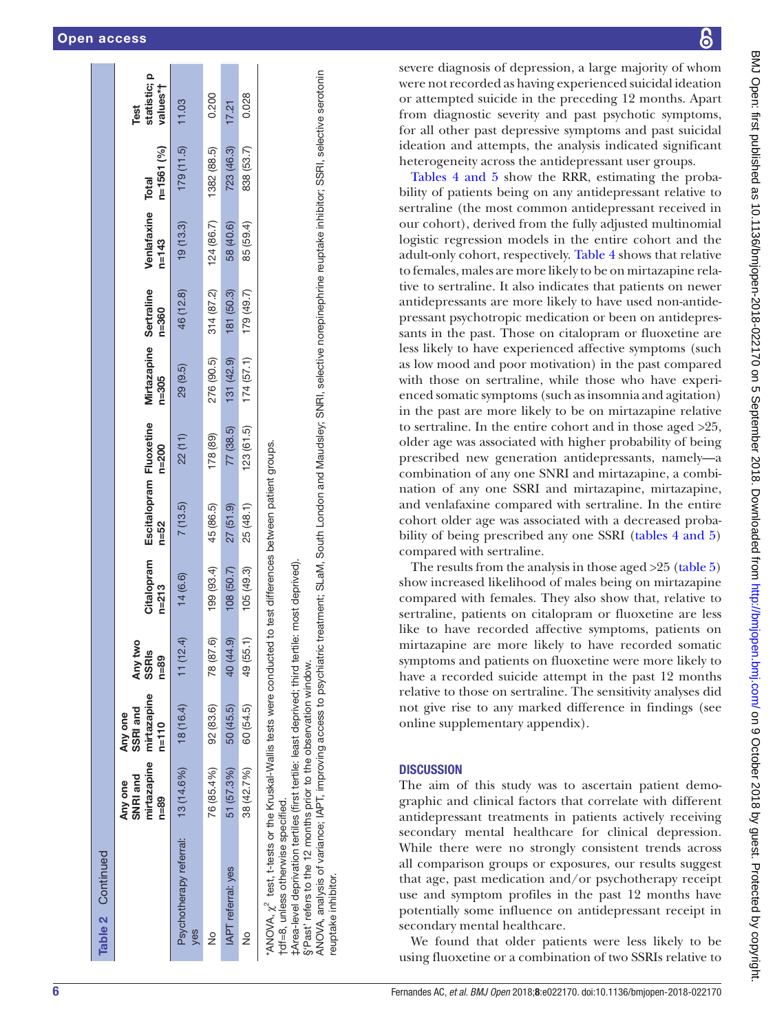**Table 2** Continued

| | Any one SNRI and mirtazapine n=89 | Any one SSRI and mirtazapine n=110 | Any two SSRIs n=89 | Citalopram n=213 | Escitalopram n=52 | Fluoxetine n=200 | Mirtazapine n=305 | Sertraline n=360 | Venlafaxine n=143 | Total n=1561 (%) | Test statistic; p values*† |
|---|---|---|---|---|---|---|---|---|---|---|---|
| Psychotherapy referral: yes | 13 (14.6%) | 18 (16.4) | 11 (12.4) | 14 (6.6) | 7 (13.5) | 22 (11) | 29 (9.5) | 46 (12.8) | 19 (13.3) | 179 (11.5) | 11.03 |
| No | 76 (85.4%) | 92 (83.6) | 78 (87.6) | 199 (93.4) | 45 (86.5) | 178 (89) | 276 (90.5) | 314 (87.2) | 124 (86.7) | 1382 (88.5) | 0.200 |
| IAPT referral: yes | 51 (57.3%) | 50 (45.5) | 40 (44.9) | 108 (50.7) | 27 (51.9) | 77 (38.5) | 131 (42.9) | 181 (50.3) | 58 (40.6) | 723 (46.3) | 17.21 |
| No | 38 (42.7%) | 60 (54.5) | 49 (55.1) | 105 (49.3) | 25 (48.1) | 123 (61.5) | 174 (57.1) | 179 (49.7) | 85 (59.4) | 838 (53.7) | 0.028 |

*ANOVA, $\chi^2$ test, t-tests or the Kruskal-Wallis tests were conducted to test differences between patient groups.
†df=8, unless otherwise specified.
‡Area-level deprivation tertiles (first tertile: least deprived; third tertile: most deprived).
§'Past' refers to the 12 months prior to the observation window.
ANOVA, analysis of variance; IAPT, improving access to psychiatric treatment; SLaM, South London and Maudsley; SNRI, selective norepinephrine reuptake inhibitor; SSRI, selective serotonin reuptake inhibitor.

severe diagnosis of depression, a large majority of whom were not recorded as having experienced suicidal ideation or attempted suicide in the preceding 12 months. Apart from diagnostic severity and past psychotic symptoms, for all other past depressive symptoms and past suicidal ideation and attempts, the analysis indicated significant heterogeneity across the antidepressant user groups.

Tables 4 and 5 show the RRR, estimating the probability of patients being on any antidepressant relative to sertraline (the most common antidepressant received in our cohort), derived from the fully adjusted multinomial logistic regression models in the entire cohort and the adult-only cohort, respectively. Table 4 shows that relative to females, males are more likely to be on mirtazapine relative to sertraline. It also indicates that patients on newer antidepressants are more likely to have used non-antidepressant psychotropic medication or been on antidepressants in the past. Those on citalopram or fluoxetine are less likely to have experienced affective symptoms (such as low mood and poor motivation) in the past compared with those on sertraline, while those who have experienced somatic symptoms (such as insomnia and agitation) in the past are more likely to be on mirtazapine relative to sertraline. In the entire cohort and in those aged >25, older age was associated with higher probability of being prescribed new generation antidepressants, namely—a combination of any one SNRI and mirtazapine, a combination of any one SSRI and mirtazapine, mirtazapine, and venlafaxine compared with sertraline. In the entire cohort older age was associated with a decreased probability of being prescribed any one SSRI (tables 4 and 5) compared with sertraline.

The results from the analysis in those aged >25 (table 5) show increased likelihood of males being on mirtazapine compared with females. They also show that, relative to sertraline, patients on citalopram or fluoxetine are less like to have recorded affective symptoms, patients on mirtazapine are more likely to have recorded somatic symptoms and patients on fluoxetine were more likely to have a recorded suicide attempt in the past 12 months relative to those on sertraline. The sensitivity analyses did not give rise to any marked difference in findings (see online supplementary appendix).

## DISCUSSION

The aim of this study was to ascertain patient demographic and clinical factors that correlate with different antidepressant treatments in patients actively receiving secondary mental healthcare for clinical depression. While there were no strongly consistent trends across all comparison groups or exposures, our results suggest that age, past medication and/or psychotherapy receipt use and symptom profiles in the past 12 months have potentially some influence on antidepressant receipt in secondary mental healthcare.

We found that older patients were less likely to be using fluoxetine or a combination of two SSRIs relative to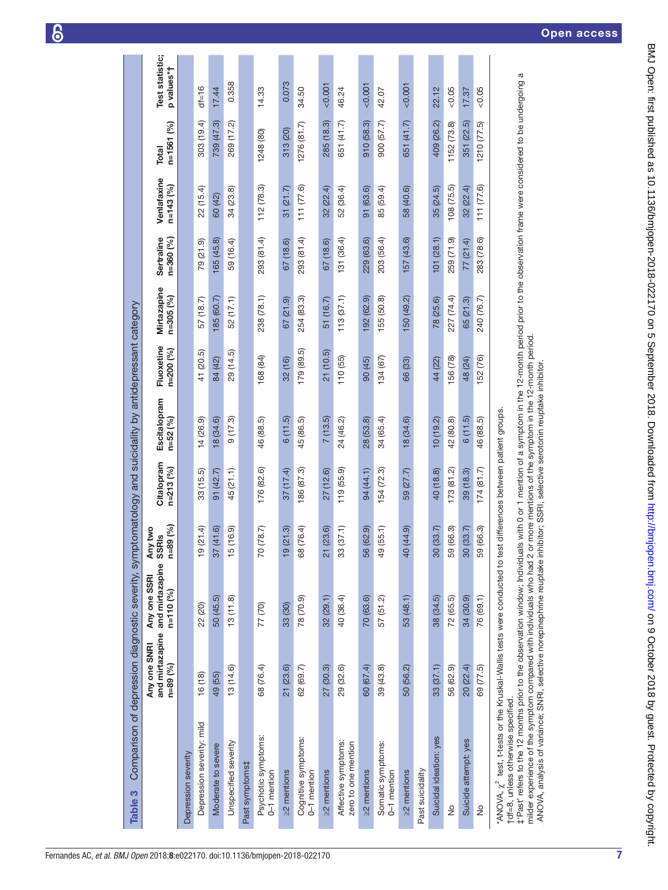**Table 3** Comparison of depression diagnostic severity, symptomatology and suicidality by antidepressant category

| | Any one SNRI and mirtazapine n=89 (%) | Any one SSRI and mirtazapine n=110 (%) | Any two SSRIs n=89 (%) | Citalopram n=213 (%) | Escitalopram n=52 (%) | Fluoxetine n=200 (%) | Mirtazapine n=305 (%) | Sertraline n=360 (%) | Venlafaxine n=143 (%) | Total n=1561 (%) | Test statistic; p values*† |
|---|---|---|---|---|---|---|---|---|---|---|---|
| Depression severity | | | | | | | | | | | |
| Depression severity: mild | 16 (18) | 22 (20) | 19 (21.4) | 33 (15.5) | 14 (26.9) | 41 (20.5) | 57 (18.7) | 79 (21.9) | 22 (15.4) | 303 (19.4) | df=16 |
| Moderate to severe | 49 (55) | 50 (45.5) | 37 (41.6) | 91 (42.7) | 18 (34.6) | 84 (42) | 185 (60.7) | 165 (45.8) | 60 (42) | 739 (47.3) | 17.44 |
| Unspecified severity | 13 (14.6) | 13 (11.8) | 15 (16.9) | 45 (21.1) | 9 (17.3) | 29 (14.5) | 52 (17.1) | 59 (16.4) | 34 (23.8) | 269 (17.2) | 0.358 |
| Past symptoms‡ | | | | | | | | | | | |
| Psychotic symptoms: 0–1 mention | 68 (76.4) | 77 (70) | 70 (78.7) | 176 (82.6) | 46 (88.5) | 168 (84) | 238 (78.1) | 293 (81.4) | 112 (78.3) | 1248 (80) | 14.33 |
| ≥2 mentions | 21 (23.6) | 33 (30) | 19 (21.3) | 37 (17.4) | 6 (11.5) | 32 (16) | 67 (21.9) | 67 (18.6) | 31 (21.7) | 313 (20) | 0.073 |
| Cognitive symptoms: 0–1 mention | 62 (69.7) | 78 (70.9) | 68 (76.4) | 186 (87.3) | 45 (86.5) | 179 (89.5) | 254 (83.3) | 293 (81.4) | 111 (77.6) | 1276 (81.7) | 34.50 |
| ≥2 mentions | 27 (30.3) | 32 (29.1) | 21 (23.6) | 27 (12.6) | 7 (13.5) | 21 (10.5) | 51 (16.7) | 67 (18.6) | 32 (22.4) | 285 (18.3) | <0.001 |
| Affective symptoms: zero to one mention | 29 (32.6) | 40 (36.4) | 33 (37.1) | 119 (55.9) | 24 (46.2) | 110 (55) | 113 (37.1) | 131 (36.4) | 52 (36.4) | 651 (41.7) | 46.24 |
| ≥2 mentions | 60 (67.4) | 70 (63.6) | 56 (62.9) | 94 (44.1) | 28 (53.8) | 90 (45) | 192 (62.9) | 229 (63.6) | 91 (63.6) | 910 (58.3) | <0.001 |
| Somatic symptoms: 0–1 mention | 39 (43.8) | 57 (51.2) | 49 (55.1) | 154 (72.3) | 34 (65.4) | 134 (67) | 155 (50.8) | 203 (56.4) | 85 (59.4) | 900 (57.7) | 42.07 |
| ≥2 mentions | 50 (56.2) | 53 (48.1) | 40 (44.9) | 59 (27.7) | 18 (34.6) | 66 (33) | 150 (49.2) | 157 (43.6) | 58 (40.6) | 651 (41.7) | <0.001 |
| Past suicidality | | | | | | | | | | | |
| Suicidal ideation: yes | 33 (37.1) | 38 (34.5) | 30 (33.7) | 40 (18.8) | 10 (19.2) | 44 (22) | 78 (25.6) | 101 (28.1) | 35 (24.5) | 409 (26.2) | 22.12 |
| No | 56 (62.9) | 72 (65.5) | 59 (66.3) | 173 (81.2) | 42 (80.8) | 156 (78) | 227 (74.4) | 259 (71.9) | 108 (75.5) | 1152 (73.8) | <0.05 |
| Suicide attempt: yes | 20 (22.4) | 34 (30.9) | 30 (33.7) | 39 (18.3) | 6 (11.5) | 48 (24) | 65 (21.3) | 77 (21.4) | 32 (22.4) | 351 (22.5) | 17.37 |
| No | 69 (77.5) | 76 (69.1) | 59 (66.3) | 174 (81.7) | 46 (88.5) | 152 (76) | 240 (76.7) | 283 (78.6) | 111 (77.6) | 1210 (77.5) | <0.05 |

*ANOVA, $\chi^2$ test, t-tests or the Kruskal-Wallis tests were conducted to test differences between patient groups.
†df=8, unless otherwise specified.
‡'Past' refers to the 12 months prior to the observation window; Individuals with 0 or 1 mention of a symptom in the 12-month period prior to the observation frame were considered to be undergoing a milder experience of the symptom compared with individuals who had 2 or more mentions of the symptom in the 12-month period.
ANOVA, analysis of variance; SNRI, selective norepinephrine reuptake inhibitor; SSRI, selective serotonin reuptake inhibitor.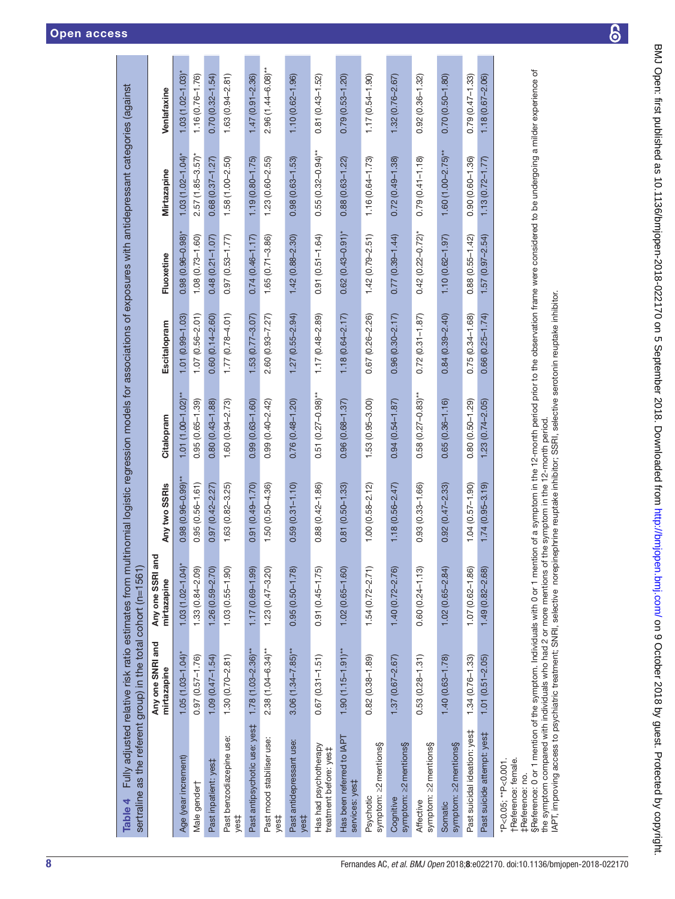**Table 4** Fully adjusted relative risk ratio estimates from multinomial logistic regression models for associations of exposures with antidepressant categories (against sertraline as the referent group) in the total cohort (n=1561)

| | Any one SNRI and mirtazapine | Any one SSRI and mirtazapine | Any two SSRIs | Citalopram | Escitalopram | Fluoxetine | Mirtazapine | Venlafaxine |
|---|---|---|---|---|---|---|---|---|
| Age (year increment) | 1.05 (1.03–1.04)* | 1.03 (1.02–1.04)* | 0.98 (0.96–0.99)** | 1.01 (1.00–1.02)** | 1.01 (0.99–1.03) | 0.98 (0.96–0.98)* | 1.03 (1.02–1.04)* | 1.03 (1.02–1.03)* |
| Male gender† | 0.97 (0.57–1.76) | 1.33 (0.84–2.09) | 0.95 (0.56–1.61) | 0.95 (0.65–1.39) | 1.07 (0.56–2.01) | 1.08 (0.73–1.60) | 2.57 (1.85–3.57)* | 1.16 (0.76–1.76) |
| Past inpatient: yes‡ | 1.09 (0.47–1.54) | 1.26 (0.59–2.70) | 0.97 (0.42–2.27) | 0.80 (0.43–1.88) | 0.60 (0.14–2.60) | 0.48 (0.21–1.07) | 0.68 (0.37–1.27) | 0.70 (0.32–1.54) |
| Past benzodiazepine use: yes‡ | 1.30 (0.70–2.81) | 1.03 (0.55–1.90) | 1.63 (0.82–3.25) | 1.60 (0.94–2.73) | 1.77 (0.78–4.01) | 0.97 (0.53–1.77) | 1.58 (1.00–2.50) | 1.63 (0.94–2.81) |
| Past antipsychotic use: yes‡ | 1.78 (1.03–2.36)** | 1.17 (0.69–1.99) | 0.91 (0.49–1.70) | 0.99 (0.63–1.60) | 1.53 (0.77–3.07) | 0.74 (0.46–1.17) | 1.19 (0.80–1.75) | 1.47 (0.91–2.36) |
| Past mood stabiliser use: yes‡ | 2.38 (1.04–6.34)** | 1.23 (0.47–3.20) | 1.50 (0.50–4.36) | 0.99 (0.40–2.42) | 2.60 (0.93–7.27) | 1.65 (0.71–3.86) | 1.23 (0.60–2.55) | 2.96 (1.44–6.08)** |
| Past antidepressant use: yes‡ | 3.06 (1.34–7.85)** | 0.95 (0.50–1.78) | 0.59 (0.31–1.10) | 0.76 (0.48–1.20) | 1.27 (0.55–2.94) | 1.42 (0.88–2.30) | 0.98 (0.63–1.53) | 1.10 (0.62–1.96) |
| Has had psychotherapy treatment before: yes‡ | 0.67 (0.31–1.51) | 0.91 (0.45–1.75) | 0.88 (0.42–1.86) | 0.51 (0.27–0.98)** | 1.17 (0.48–2.89) | 0.91 (0.51–1.64) | 0.55 (0.32–0.94)** | 0.81 (0.43–1.52) |
| Has been referred to IAPT services: yes‡ | 1.90 (1.15–1.91)** | 1.02 (0.65–1.60) | 0.81 (0.50–1.33) | 0.96 (0.68–1.37) | 1.18 (0.64–2.17) | 0.62 (0.43–0.91)* | 0.88 (0.63–1.22) | 0.79 (0.53–1.20) |
| Psychotic symptom: ≥2 mentions§ | 0.82 (0.38–1.89) | 1.54 (0.72–2.71) | 1.00 (0.58–2.12) | 1.53 (0.95–3.00) | 0.67 (0.26–2.26) | 1.42 (0.79–2.51) | 1.16 (0.64–1.73) | 1.17 (0.54–1.90) |
| Cognitive symptom: ≥2 mentions§ | 1.37 (0.67–2.67) | 1.40 (0.72–2.76) | 1.18 (0.56–2.47) | 0.94 (0.54–1.87) | 0.96 (0.30–2.17) | 0.77 (0.39–1.44) | 0.72 (0.49–1.38) | 1.32 (0.76–2.67) |
| Affective symptom: ≥2 mentions§ | 0.53 (0.28–1.31) | 0.60 (0.24–1.13) | 0.93 (0.33–1.66) | 0.58 (0.27–0.83)** | 0.72 (0.31–1.87) | 0.42 (0.22–0.72)* | 0.79 (0.41–1.18) | 0.92 (0.36–1.32) |
| Somatic symptom: ≥2 mentions§ | 1.40 (0.63–1.78) | 1.02 (0.65–2.84) | 0.92 (0.47–2.33) | 0.65 (0.36–1.16) | 0.84 (0.39–2.40) | 1.10 (0.62–1.97) | 1.60 (1.00–2.75)** | 0.70 (0.50–1.80) |
| Past suicidal ideation: yes‡ | 1.34 (0.76–1.33) | 1.07 (0.62–1.86) | 1.04 (0.57–1.90) | 0.80 (0.50–1.29) | 0.75 (0.34–1.68) | 0.88 (0.55–1.42) | 0.90 (0.60–1.36) | 0.79 (0.47–1.33) |
| Past suicide attempt: yes‡ | 1.01 (0.51–2.05) | 1.49 (0.82–2.68) | 1.74 (0.95–3.19) | 1.23 (0.74–2.05) | 0.66 (0.25–1.74) | 1.57 (0.97–2.54) | 1.13 (0.72–1.77) | 1.18 (0.67–2.06) |

*P<0.05; **P<0.001.
†Reference: female.
‡Reference: no.
§Reference: 0 or 1 mention of the symptom. Individuals with 0 or 1 mention of a symptom in the 12-month period prior to the observation frame were considered to be undergoing a milder experience of the symptom compared with individuals who had 2 or more mentions of the symptom in the 12-month period.
IAPT, improving access to psychiatric treatment; SNRI, selective norepinephrine reuptake inhibitor; SSRI, selective serotonin reuptake inhibitor.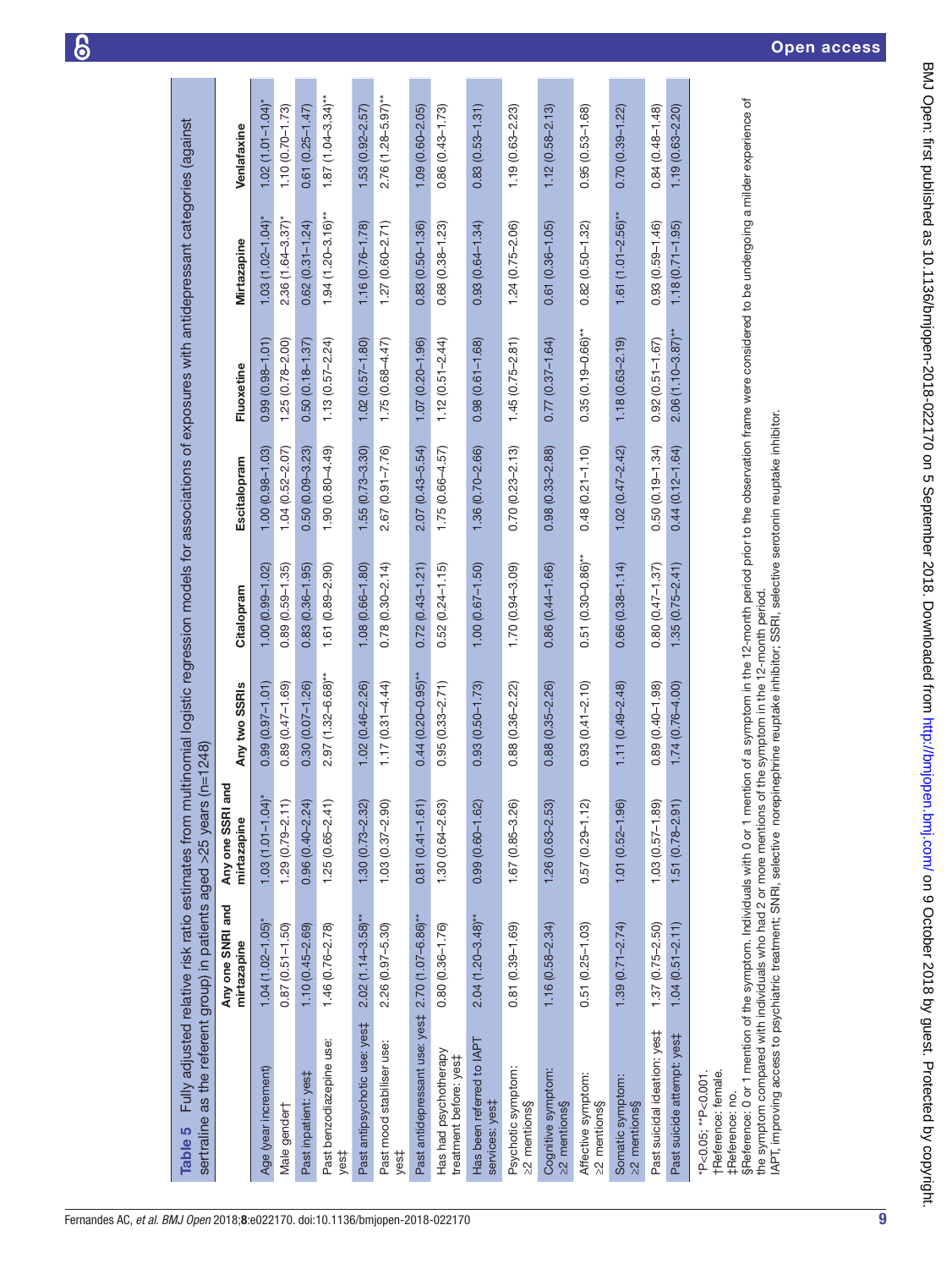**Table 5** Fully adjusted relative risk ratio estimates from multinomial logistic regression models for associations of exposures with antidepressant categories (against sertraline as the referent group) in patients aged >25 years (n=1248)

| | Any one SNRI and mirtazapine | Any one SSRI and mirtazapine | Any two SSRIs | Citalopram | Escitalopram | Fluoxetine | Mirtazapine | Venlafaxine |
|---|---|---|---|---|---|---|---|---|
| Age (year increment) | 1.04 (1.02–1.05)* | 1.03 (1.01–1.04)* | 0.99 (0.97–1.01) | 1.00 (0.99–1.02) | 1.00 (0.98–1.03) | 0.99 (0.98–1.01) | 1.03 (1.02–1.04)* | 1.02 (1.01–1.04)* |
| Male gender† | 0.87 (0.51–1.50) | 1.29 (0.79–2.11) | 0.89 (0.47–1.69) | 0.89 (0.59–1.35) | 1.04 (0.52–2.07) | 1.25 (0.78–2.00) | 2.36 (1.64–3.37)* | 1.10 (0.70–1.73) |
| Past inpatient: yes‡ | 1.10 (0.45–2.69) | 0.96 (0.40–2.24) | 0.30 (0.07–1.26) | 0.83 (0.36–1.95) | 0.50 (0.09–3.23) | 0.50 (0.18–1.37) | 0.62 (0.31–1.24) | 0.61 (0.25–1.47) |
| Past benzodiazepine use: yes‡ | 1.46 (0.76–2.78) | 1.25 (0.65–2.41) | 2.97 (1.32–6.68)** | 1.61 (0.89–2.90) | 1.90 (0.80–4.49) | 1.13 (0.57–2.24) | 1.94 (1.20–3.16)** | 1.87 (1.04–3.34)** |
| Past antipsychotic use: yes‡ | 2.02 (1.14–3.58)** | 1.30 (0.73–2.32) | 1.02 (0.46–2.26) | 1.08 (0.66–1.80) | 1.55 (0.73–3.30) | 1.02 (0.57–1.80) | 1.16 (0.76–1.78) | 1.53 (0.92–2.57) |
| Past mood stabiliser use: yes‡ | 2.26 (0.97–5.30) | 1.03 (0.37–2.90) | 1.17 (0.31–4.44) | 0.78 (0.30–2.14) | 2.67 (0.91–7.76) | 1.75 (0.68–4.47) | 1.27 (0.60–2.71) | 2.76 (1.28–5.97)** |
| Past antidepressant use: yes‡ | 2.70 (1.07–6.86)** | 0.81 (0.41–1.61) | 0.44 (0.20–0.95)** | 0.72 (0.43–1.21) | 2.07 (0.43–5.54) | 1.07 (0.20–1.96) | 0.83 (0.50–1.36) | 1.09 (0.60–2.05) |
| Has had psychotherapy treatment before: yes‡ | 0.80 (0.36–1.76) | 1.30 (0.64–2.63) | 0.95 (0.33–2.71) | 0.52 (0.24–1.15) | 1.75 (0.66–4.57) | 1.12 (0.51–2.44) | 0.68 (0.38–1.23) | 0.86 (0.43–1.73) |
| Has been referred to IAPT services: yes‡ | 2.04 (1.20–3.48)** | 0.99 (0.60–1.62) | 0.93 (0.50–1.73) | 1.00 (0.67–1.50) | 1.36 (0.70–2.66) | 0.98 (0.61–1.68) | 0.93 (0.64–1.34) | 0.83 (0.53–1.31) |
| Psychotic symptom: ≥2 mentions§ | 0.81 (0.39–1.69) | 1.67 (0.85–3.26) | 0.88 (0.36–2.22) | 1.70 (0.94–3.09) | 0.70 (0.23–2.13) | 1.45 (0.75–2.81) | 1.24 (0.75–2.06) | 1.19 (0.63–2.23) |
| Cognitive symptom: ≥2 mentions§ | 1.16 (0.58–2.34) | 1.26 (0.63–2.53) | 0.88 (0.35–2.26) | 0.86 (0.44–1.66) | 0.98 (0.33–2.88) | 0.77 (0.37–1.64) | 0.61 (0.36–1.05) | 1.12 (0.58–2.13) |
| Affective symptom: ≥2 mentions§ | 0.51 (0.25–1.03) | 0.57 (0.29–1.12) | 0.93 (0.41–2.10) | 0.51 (0.30–0.86)** | 0.48 (0.21–1.10) | 0.35 (0.19–0.66)** | 0.82 (0.50–1.32) | 0.95 (0.53–1.68) |
| Somatic symptom: ≥2 mentions§ | 1.39 (0.71–2.74) | 1.01 (0.52–1.96) | 1.11 (0.49–2.48) | 0.66 (0.38–1.14) | 1.02 (0.47–2.42) | 1.18 (0.63–2.19) | 1.61 (1.01–2.56)** | 0.70 (0.39–1.22) |
| Past suicidal ideation: yes‡ | 1.37 (0.75–2.50) | 1.03 (0.57–1.89) | 0.89 (0.40–1.98) | 0.80 (0.47–1.37) | 0.50 (0.19–1.34) | 0.92 (0.51–1.67) | 0.93 (0.59–1.46) | 0.84 (0.48–1.48) |
| Past suicide attempt: yes‡ | 1.04 (0.51–2.11) | 1.51 (0.78–2.91) | 1.74 (0.76–4.00) | 1.35 (0.75–2.41) | 0.44 (0.12–1.64) | 2.06 (1.10–3.87)** | 1.18 (0.71–1.95) | 1.19 (0.63–2.20) |

*P<0.05; **P<0.001.
†Reference: female.
‡Reference: no.
§Reference: 0 or 1 mention of the symptom. Individuals with 0 or 1 mention of a symptom in the 12-month period prior to the observation frame were considered to be undergoing a milder experience of the symptom compared with individuals who had 2 or more mentions of the symptom in the 12-month period.
IAPT, improving access to psychiatric treatment; SNRI, selective norepinephrine reuptake inhibitor; SSRI, selective serotonin reuptake inhibitor.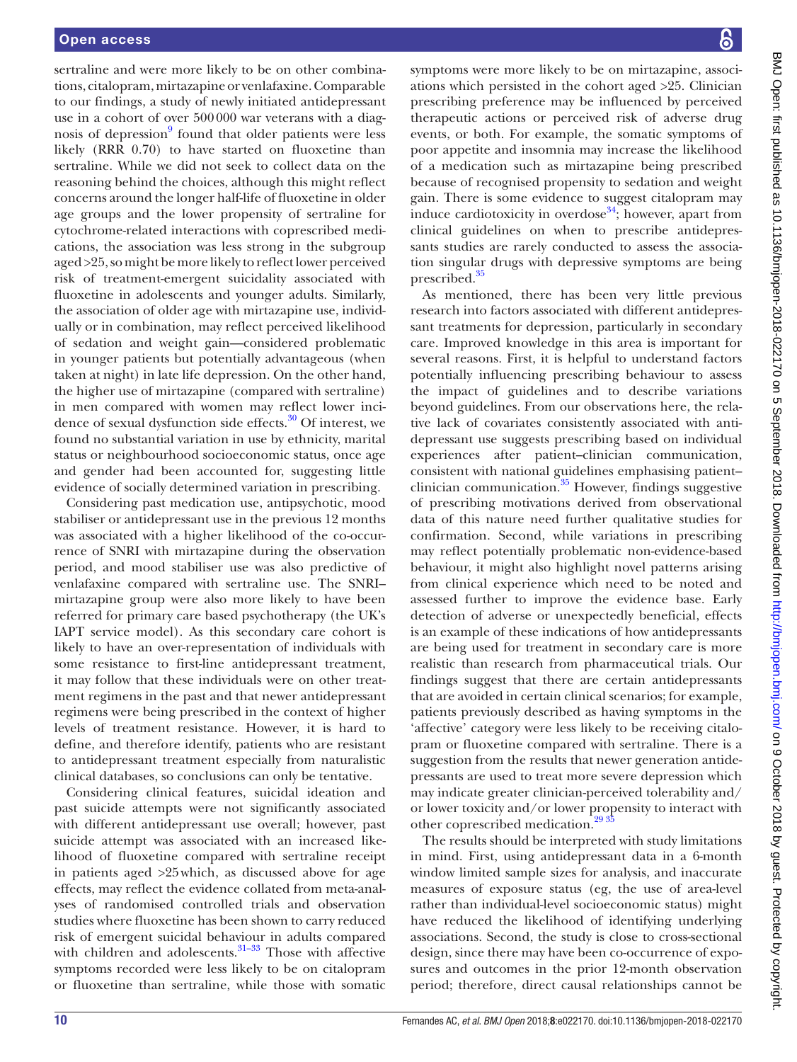sertraline and were more likely to be on other combinations, citalopram, mirtazapine or venlafaxine. Comparable to our findings, a study of newly initiated antidepressant use in a cohort of over 500 000 war veterans with a diagnosis of depression[9] found that older patients were less likely (RRR 0.70) to have started on fluoxetine than sertraline. While we did not seek to collect data on the reasoning behind the choices, although this might reflect concerns around the longer half-life of fluoxetine in older age groups and the lower propensity of sertraline for cytochrome-related interactions with coprescribed medications, the association was less strong in the subgroup aged >25, so might be more likely to reflect lower perceived risk of treatment-emergent suicidality associated with fluoxetine in adolescents and younger adults. Similarly, the association of older age with mirtazapine use, individually or in combination, may reflect perceived likelihood of sedation and weight gain—considered problematic in younger patients but potentially advantageous (when taken at night) in late life depression. On the other hand, the higher use of mirtazapine (compared with sertraline) in men compared with women may reflect lower incidence of sexual dysfunction side effects.[30] Of interest, we found no substantial variation in use by ethnicity, marital status or neighbourhood socioeconomic status, once age and gender had been accounted for, suggesting little evidence of socially determined variation in prescribing.

Considering past medication use, antipsychotic, mood stabiliser or antidepressant use in the previous 12 months was associated with a higher likelihood of the co-occurrence of SNRI with mirtazapine during the observation period, and mood stabiliser use was also predictive of venlafaxine compared with sertraline use. The SNRI–mirtazapine group were also more likely to have been referred for primary care based psychotherapy (the UK's IAPT service model). As this secondary care cohort is likely to have an over-representation of individuals with some resistance to first-line antidepressant treatment, it may follow that these individuals were on other treatment regimens in the past and that newer antidepressant regimens were being prescribed in the context of higher levels of treatment resistance. However, it is hard to define, and therefore identify, patients who are resistant to antidepressant treatment especially from naturalistic clinical databases, so conclusions can only be tentative.

Considering clinical features, suicidal ideation and past suicide attempts were not significantly associated with different antidepressant use overall; however, past suicide attempt was associated with an increased likelihood of fluoxetine compared with sertraline receipt in patients aged >25 which, as discussed above for age effects, may reflect the evidence collated from meta-analyses of randomised controlled trials and observation studies where fluoxetine has been shown to carry reduced risk of emergent suicidal behaviour in adults compared with children and adolescents.[31–33] Those with affective symptoms recorded were less likely to be on citalopram or fluoxetine than sertraline, while those with somatic symptoms were more likely to be on mirtazapine, associations which persisted in the cohort aged >25. Clinician prescribing preference may be influenced by perceived therapeutic actions or perceived risk of adverse drug events, or both. For example, the somatic symptoms of poor appetite and insomnia may increase the likelihood of a medication such as mirtazapine being prescribed because of recognised propensity to sedation and weight gain. There is some evidence to suggest citalopram may induce cardiotoxicity in overdose[34]; however, apart from clinical guidelines on when to prescribe antidepressants studies are rarely conducted to assess the association singular drugs with depressive symptoms are being prescribed.[35]

As mentioned, there has been very little previous research into factors associated with different antidepressant treatments for depression, particularly in secondary care. Improved knowledge in this area is important for several reasons. First, it is helpful to understand factors potentially influencing prescribing behaviour to assess the impact of guidelines and to describe variations beyond guidelines. From our observations here, the relative lack of covariates consistently associated with antidepressant use suggests prescribing based on individual experiences after patient–clinician communication, consistent with national guidelines emphasising patient–clinician communication.[35] However, findings suggestive of prescribing motivations derived from observational data of this nature need further qualitative studies for confirmation. Second, while variations in prescribing may reflect potentially problematic non-evidence-based behaviour, it might also highlight novel patterns arising from clinical experience which need to be noted and assessed further to improve the evidence base. Early detection of adverse or unexpectedly beneficial, effects is an example of these indications of how antidepressants are being used for treatment in secondary care is more realistic than research from pharmaceutical trials. Our findings suggest that there are certain antidepressants that are avoided in certain clinical scenarios; for example, patients previously described as having symptoms in the 'affective' category were less likely to be receiving citalopram or fluoxetine compared with sertraline. There is a suggestion from the results that newer generation antidepressants are used to treat more severe depression which may indicate greater clinician-perceived tolerability and/or lower toxicity and/or lower propensity to interact with other coprescribed medication.[29 35]

The results should be interpreted with study limitations in mind. First, using antidepressant data in a 6-month window limited sample sizes for analysis, and inaccurate measures of exposure status (eg, the use of area-level rather than individual-level socioeconomic status) might have reduced the likelihood of identifying underlying associations. Second, the study is close to cross-sectional design, since there may have been co-occurrence of exposures and outcomes in the prior 12-month observation period; therefore, direct causal relationships cannot be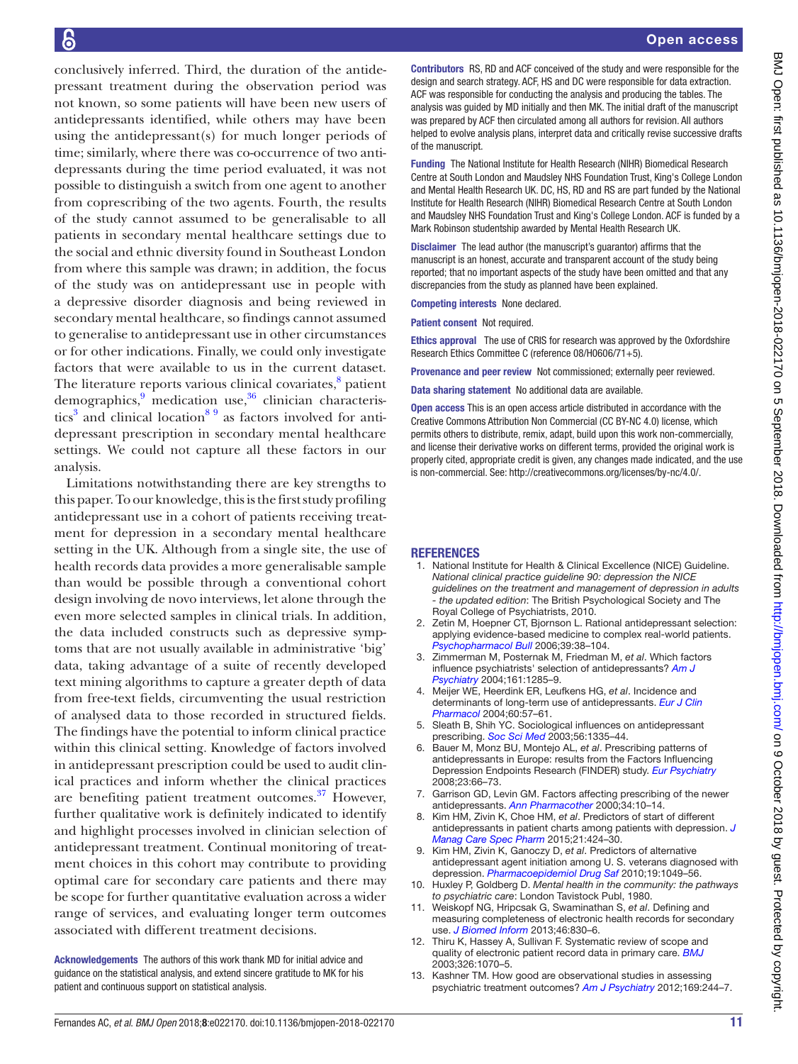conclusively inferred. Third, the duration of the antidepressant treatment during the observation period was not known, so some patients will have been new users of antidepressants identified, while others may have been using the antidepressant(s) for much longer periods of time; similarly, where there was co-occurrence of two antidepressants during the time period evaluated, it was not possible to distinguish a switch from one agent to another from coprescribing of the two agents. Fourth, the results of the study cannot assumed to be generalisable to all patients in secondary mental healthcare settings due to the social and ethnic diversity found in Southeast London from where this sample was drawn; in addition, the focus of the study was on antidepressant use in people with a depressive disorder diagnosis and being reviewed in secondary mental healthcare, so findings cannot assumed to generalise to antidepressant use in other circumstances or for other indications. Finally, we could only investigate factors that were available to us in the current dataset. The literature reports various clinical covariates,[8] patient demographics,[9] medication use,[36] clinician characteristics[3] and clinical location[8 9] as factors involved for antidepressant prescription in secondary mental healthcare settings. We could not capture all these factors in our analysis.

Limitations notwithstanding there are key strengths to this paper. To our knowledge, this is the first study profiling antidepressant use in a cohort of patients receiving treatment for depression in a secondary mental healthcare setting in the UK. Although from a single site, the use of health records data provides a more generalisable sample than would be possible through a conventional cohort design involving de novo interviews, let alone through the even more selected samples in clinical trials. In addition, the data included constructs such as depressive symptoms that are not usually available in administrative 'big' data, taking advantage of a suite of recently developed text mining algorithms to capture a greater depth of data from free-text fields, circumventing the usual restriction of analysed data to those recorded in structured fields. The findings have the potential to inform clinical practice within this clinical setting. Knowledge of factors involved in antidepressant prescription could be used to audit clinical practices and inform whether the clinical practices are benefiting patient treatment outcomes.[37] However, further qualitative work is definitely indicated to identify and highlight processes involved in clinician selection of antidepressant treatment. Continual monitoring of treatment choices in this cohort may contribute to providing optimal care for secondary care patients and there may be scope for further quantitative evaluation across a wider range of services, and evaluating longer term outcomes associated with different treatment decisions.

**Acknowledgements** The authors of this work thank MD for initial advice and guidance on the statistical analysis, and extend sincere gratitude to MK for his patient and continuous support on statistical analysis.

**Contributors** RS, RD and ACF conceived of the study and were responsible for the design and search strategy. ACF, HS and DC were responsible for data extraction. ACF was responsible for conducting the analysis and producing the tables. The analysis was guided by MD initially and then MK. The initial draft of the manuscript was prepared by ACF then circulated among all authors for revision. All authors helped to evolve analysis plans, interpret data and critically revise successive drafts of the manuscript.

**Funding** The National Institute for Health Research (NIHR) Biomedical Research Centre at South London and Maudsley NHS Foundation Trust, King's College London and Mental Health Research UK. DC, HS, RD and RS are part funded by the National Institute for Health Research (NIHR) Biomedical Research Centre at South London and Maudsley NHS Foundation Trust and King's College London. ACF is funded by a Mark Robinson studentship awarded by Mental Health Research UK.

**Disclaimer** The lead author (the manuscript's guarantor) affirms that the manuscript is an honest, accurate and transparent account of the study being reported; that no important aspects of the study have been omitted and that any discrepancies from the study as planned have been explained.

**Competing interests** None declared.

**Patient consent** Not required.

**Ethics approval** The use of CRIS for research was approved by the Oxfordshire Research Ethics Committee C (reference 08/H0606/71+5).

**Provenance and peer review** Not commissioned; externally peer reviewed.

**Data sharing statement** No additional data are available.

**Open access** This is an open access article distributed in accordance with the Creative Commons Attribution Non Commercial (CC BY-NC 4.0) license, which permits others to distribute, remix, adapt, build upon this work non-commercially, and license their derivative works on different terms, provided the original work is properly cited, appropriate credit is given, any changes made indicated, and the use is non-commercial. See: http://creativecommons.org/licenses/by-nc/4.0/.

## REFERENCES

1. National Institute for Health & Clinical Excellence (NICE) Guideline. *National clinical practice guideline 90: depression the NICE guidelines on the treatment and management of depression in adults - the updated edition*: The British Psychological Society and The Royal College of Psychiatrists, 2010.
2. Zetin M, Hoepner CT, Bjornson L. Rational antidepressant selection: applying evidence-based medicine to complex real-world patients. *Psychopharmacol Bull* 2006;39:38–104.
3. Zimmerman M, Posternak M, Friedman M, *et al*. Which factors influence psychiatrists' selection of antidepressants? *Am J Psychiatry* 2004;161:1285–9.
4. Meijer WE, Heerdink ER, Leufkens HG, *et al*. Incidence and determinants of long-term use of antidepressants. *Eur J Clin Pharmacol* 2004;60:57–61.
5. Sleath B, Shih YC. Sociological influences on antidepressant prescribing. *Soc Sci Med* 2003;56:1335–44.
6. Bauer M, Monz BU, Montejo AL, *et al*. Prescribing patterns of antidepressants in Europe: results from the Factors Influencing Depression Endpoints Research (FINDER) study. *Eur Psychiatry* 2008;23:66–73.
7. Garrison GD, Levin GM. Factors affecting prescribing of the newer antidepressants. *Ann Pharmacother* 2000;34:10–14.
8. Kim HM, Zivin K, Choe HM, *et al*. Predictors of start of different antidepressants in patient charts among patients with depression. *J Manag Care Spec Pharm* 2015;21:424–30.
9. Kim HM, Zivin K, Ganoczy D, *et al*. Predictors of alternative antidepressant agent initiation among U. S. veterans diagnosed with depression. *Pharmacoepidemiol Drug Saf* 2010;19:1049–56.
10. Huxley P, Goldberg D. *Mental health in the community: the pathways to psychiatric care*: London Tavistock Publ, 1980.
11. Weiskopf NG, Hripcsak G, Swaminathan S, *et al*. Defining and measuring completeness of electronic health records for secondary use. *J Biomed Inform* 2013;46:830–6.
12. Thiru K, Hassey A, Sullivan F. Systematic review of scope and quality of electronic patient record data in primary care. *BMJ* 2003;326:1070–5.
13. Kashner TM. How good are observational studies in assessing psychiatric treatment outcomes? *Am J Psychiatry* 2012;169:244–7.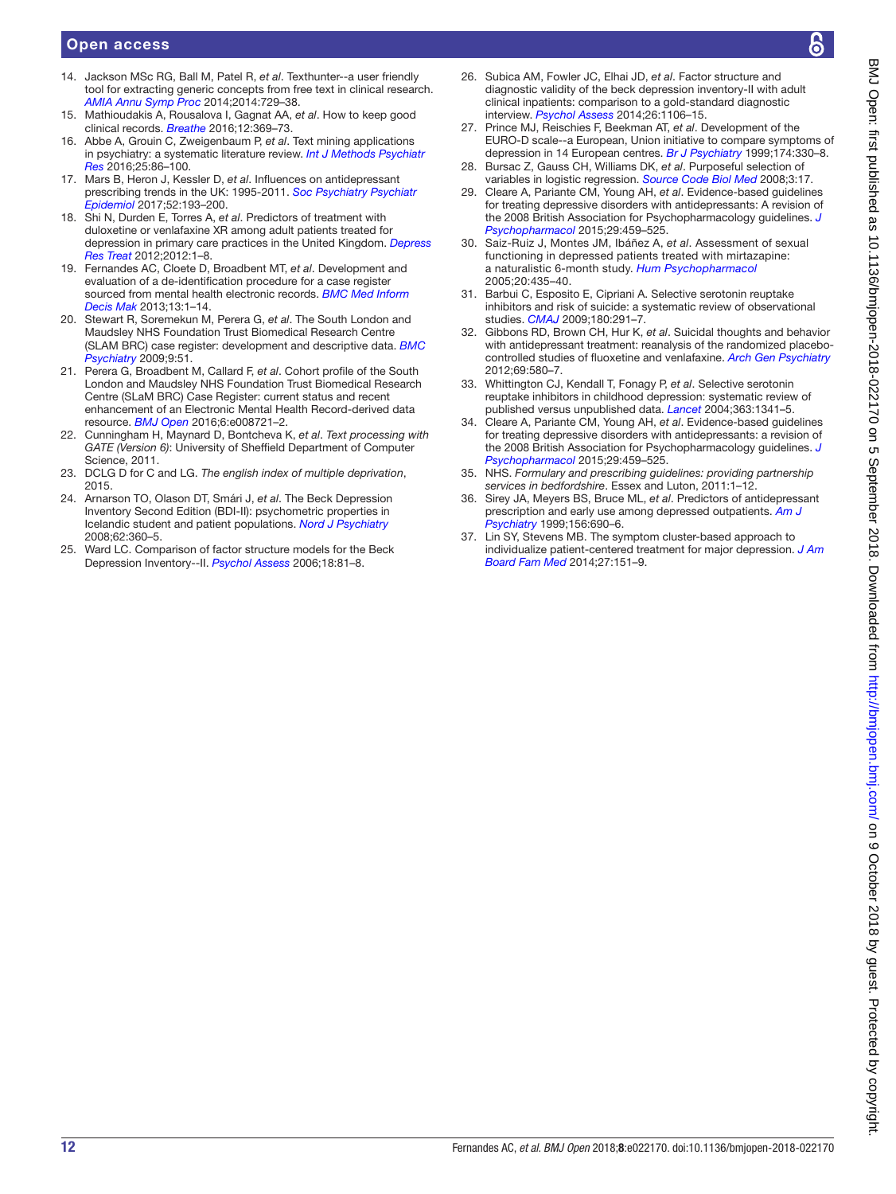14. Jackson MSc RG, Ball M, Patel R, *et al*. Texthunter--a user friendly tool for extracting generic concepts from free text in clinical research. *AMIA Annu Symp Proc* 2014;2014:729–38.
15. Mathioudakis A, Rousalova I, Gagnat AA, *et al*. How to keep good clinical records. *Breathe* 2016;12:369–73.
16. Abbe A, Grouin C, Zweigenbaum P, *et al*. Text mining applications in psychiatry: a systematic literature review. *Int J Methods Psychiatr Res* 2016;25:86–100.
17. Mars B, Heron J, Kessler D, *et al*. Influences on antidepressant prescribing trends in the UK: 1995-2011. *Soc Psychiatry Psychiatr Epidemiol* 2017;52:193–200.
18. Shi N, Durden E, Torres A, *et al*. Predictors of treatment with duloxetine or venlafaxine XR among adult patients treated for depression in primary care practices in the United Kingdom. *Depress Res Treat* 2012;2012:1–8.
19. Fernandes AC, Cloete D, Broadbent MT, *et al*. Development and evaluation of a de-identification procedure for a case register sourced from mental health electronic records. *BMC Med Inform Decis Mak* 2013;13:1–14.
20. Stewart R, Soremekun M, Perera G, *et al*. The South London and Maudsley NHS Foundation Trust Biomedical Research Centre (SLAM BRC) case register: development and descriptive data. *BMC Psychiatry* 2009;9:51.
21. Perera G, Broadbent M, Callard F, *et al*. Cohort profile of the South London and Maudsley NHS Foundation Trust Biomedical Research Centre (SLaM BRC) Case Register: current status and recent enhancement of an Electronic Mental Health Record-derived data resource. *BMJ Open* 2016;6:e008721–2.
22. Cunningham H, Maynard D, Bontcheva K, *et al*. *Text processing with GATE (Version 6)*: University of Sheffield Department of Computer Science, 2011.
23. DCLG D for C and LG. *The english index of multiple deprivation*, 2015.
24. Arnarson TO, Olason DT, Smári J, *et al*. The Beck Depression Inventory Second Edition (BDI-II): psychometric properties in Icelandic student and patient populations. *Nord J Psychiatry* 2008;62:360–5.
25. Ward LC. Comparison of factor structure models for the Beck Depression Inventory--II. *Psychol Assess* 2006;18:81–8.
26. Subica AM, Fowler JC, Elhai JD, *et al*. Factor structure and diagnostic validity of the beck depression inventory-II with adult clinical inpatients: comparison to a gold-standard diagnostic interview. *Psychol Assess* 2014;26:1106–15.
27. Prince MJ, Reischies F, Beekman AT, *et al*. Development of the EURO-D scale--a European, Union initiative to compare symptoms of depression in 14 European centres. *Br J Psychiatry* 1999;174:330–8.
28. Bursac Z, Gauss CH, Williams DK, *et al*. Purposeful selection of variables in logistic regression. *Source Code Biol Med* 2008;3:17.
29. Cleare A, Pariante CM, Young AH, *et al*. Evidence-based guidelines for treating depressive disorders with antidepressants: A revision of the 2008 British Association for Psychopharmacology guidelines. *J Psychopharmacol* 2015;29:459–525.
30. Saiz-Ruiz J, Montes JM, Ibáñez A, *et al*. Assessment of sexual functioning in depressed patients treated with mirtazapine: a naturalistic 6-month study. *Hum Psychopharmacol* 2005;20:435–40.
31. Barbui C, Esposito E, Cipriani A. Selective serotonin reuptake inhibitors and risk of suicide: a systematic review of observational studies. *CMAJ* 2009;180:291–7.
32. Gibbons RD, Brown CH, Hur K, *et al*. Suicidal thoughts and behavior with antidepressant treatment: reanalysis of the randomized placebo-controlled studies of fluoxetine and venlafaxine. *Arch Gen Psychiatry* 2012;69:580–7.
33. Whittington CJ, Kendall T, Fonagy P, *et al*. Selective serotonin reuptake inhibitors in childhood depression: systematic review of published versus unpublished data. *Lancet* 2004;363:1341–5.
34. Cleare A, Pariante CM, Young AH, *et al*. Evidence-based guidelines for treating depressive disorders with antidepressants: a revision of the 2008 British Association for Psychopharmacology guidelines. *J Psychopharmacol* 2015;29:459–525.
35. NHS. *Formulary and prescribing guidelines: providing partnership services in bedfordshire*. Essex and Luton, 2011:1–12.
36. Sirey JA, Meyers BS, Bruce ML, *et al*. Predictors of antidepressant prescription and early use among depressed outpatients. *Am J Psychiatry* 1999;156:690–6.
37. Lin SY, Stevens MB. The symptom cluster-based approach to individualize patient-centered treatment for major depression. *J Am Board Fam Med* 2014;27:151–9.